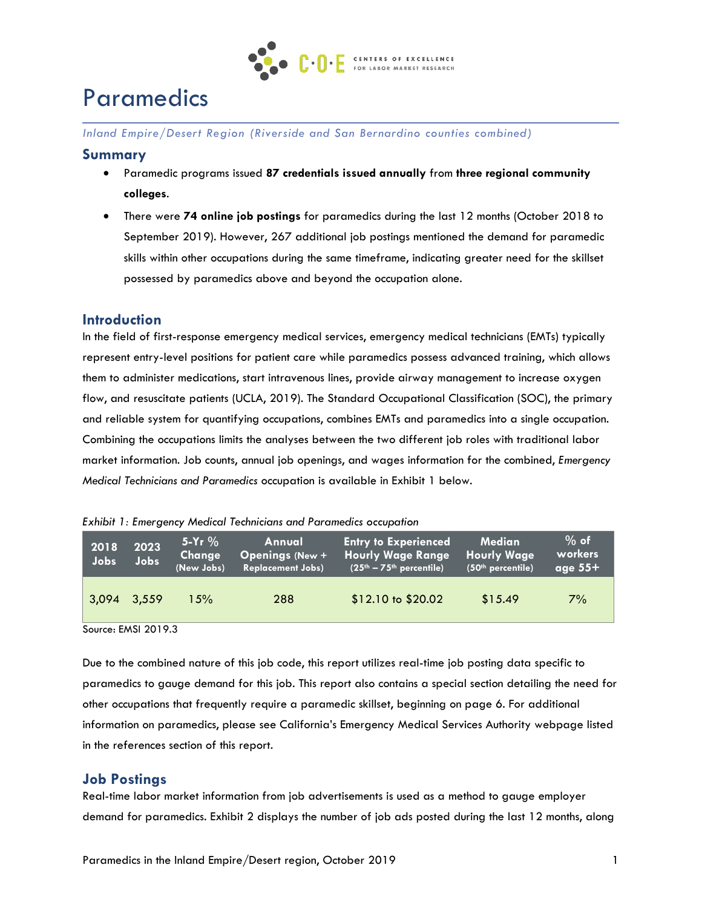# Paramedics

*Inland Empire/Desert Region (Riverside and San Bernardino counties combined)*

## Summary

- Paramedic programs issued **87 credentials issued annually** from **three regional community colleges**.
- There were **74 online job postings** for paramedics during the last 12 months (October 2018 to September 2019). However, 267 additional job postings mentioned the demand for paramedic skills within other occupations during the same timeframe, indicating greater need for the skillset possessed by paramedics above and beyond the occupation alone.

## Introduction

In the field of first-response emergency medical services, emergency medical technicians (EMTs) typically represent entry-level positions for patient care while paramedics possess advanced training, which allows them to administer medications, start intravenous lines, provide airway management to increase oxygen flow, and resuscitate patients (UCLA, 2019). The Standard Occupational Classification (SOC), the primary and reliable system for quantifying occupations, combines EMTs and paramedics into a single occupation. Combining the occupations limits the analyses between the two different job roles with traditional labor market information. Job counts, annual job openings, and wages information for the combined, *Emergency Medical Technicians and Paramedics* occupation is available in Exhibit 1 below.

*Exhibit 1: Emergency Medical Technicians and Paramedics occupation*

| 2018 Jobs | 2023 Jobs | 5-Yr % Change (New Jobs) | Annual Openings (New + Replacement Jobs) | Entry to Experienced Hourly Wage Range (25th – 75th percentile) | Median Hourly Wage (50th percentile) | % of workers age 55+ |
|---|---|---|---|---|---|---|
| 3,094 | 3,559 | 15% | 288 | $12.10 to $20.02 | $15.49 | 7% |

Source: EMSI 2019.3

Due to the combined nature of this job code, this report utilizes real-time job posting data specific to paramedics to gauge demand for this job. This report also contains a special section detailing the need for other occupations that frequently require a paramedic skillset, beginning on page 6. For additional information on paramedics, please see California's Emergency Medical Services Authority webpage listed in the references section of this report.

## Job Postings

Real-time labor market information from job advertisements is used as a method to gauge employer demand for paramedics. Exhibit 2 displays the number of job ads posted during the last 12 months, along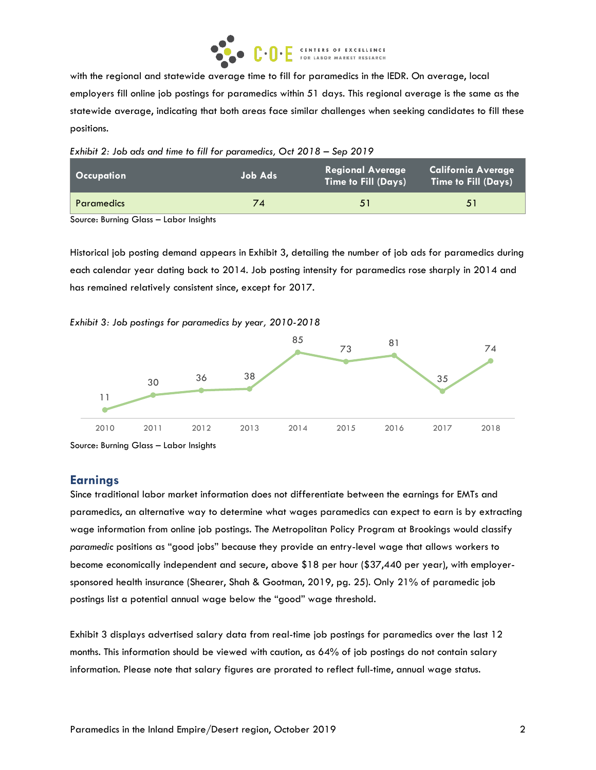with the regional and statewide average time to fill for paramedics in the IEDR. On average, local employers fill online job postings for paramedics within 51 days. This regional average is the same as the statewide average, indicating that both areas face similar challenges when seeking candidates to fill these positions.

*Exhibit 2: Job ads and time to fill for paramedics, Oct 2018 – Sep 2019*

| Occupation | Job Ads | Regional Average Time to Fill (Days) | California Average Time to Fill (Days) |
|---|---|---|---|
| Paramedics | 74 | 51 | 51 |

Source: Burning Glass – Labor Insights

Historical job posting demand appears in Exhibit 3, detailing the number of job ads for paramedics during each calendar year dating back to 2014. Job posting intensity for paramedics rose sharply in 2014 and has remained relatively consistent since, except for 2017.

*Exhibit 3: Job postings for paramedics by year, 2010-2018*

| Year | 2010 | 2011 | 2012 | 2013 | 2014 | 2015 | 2016 | 2017 | 2018 |
|---|---|---|---|---|---|---|---|---|---|
| Job postings | 11 | 30 | 36 | 38 | 85 | 73 | 81 | 35 | 74 |

Source: Burning Glass – Labor Insights

## Earnings

Since traditional labor market information does not differentiate between the earnings for EMTs and paramedics, an alternative way to determine what wages paramedics can expect to earn is by extracting wage information from online job postings. The Metropolitan Policy Program at Brookings would classify *paramedic* positions as "good jobs" because they provide an entry-level wage that allows workers to become economically independent and secure, above $18 per hour ($37,440 per year), with employer-sponsored health insurance (Shearer, Shah & Gootman, 2019, pg. 25). Only 21% of paramedic job postings list a potential annual wage below the "good" wage threshold.

Exhibit 3 displays advertised salary data from real-time job postings for paramedics over the last 12 months. This information should be viewed with caution, as 64% of job postings do not contain salary information. Please note that salary figures are prorated to reflect full-time, annual wage status.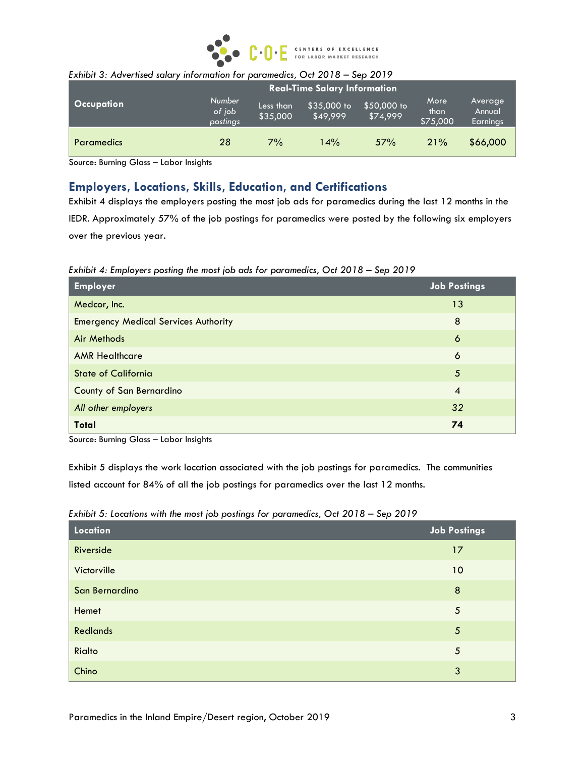*Exhibit 3: Advertised salary information for paramedics, Oct 2018 – Sep 2019*

| Occupation | Real-Time Salary Information | | | | | |
|---|---|---|---|---|---|---|
| | *Number of job postings* | Less than $35,000 | $35,000 to $49,999 | $50,000 to $74,999 | More than $75,000 | Average Annual Earnings |
| Paramedics | *28* | *7%* | 14% | 57% | 21% | $66,000 |

Source: Burning Glass – Labor Insights

## Employers, Locations, Skills, Education, and Certifications

Exhibit 4 displays the employers posting the most job ads for paramedics during the last 12 months in the IEDR. Approximately 57% of the job postings for paramedics were posted by the following six employers over the previous year.

*Exhibit 4: Employers posting the most job ads for paramedics, Oct 2018 – Sep 2019*

| Employer | Job Postings |
|---|---|
| Medcor, Inc. | 13 |
| Emergency Medical Services Authority | 8 |
| Air Methods | 6 |
| AMR Healthcare | 6 |
| State of California | 5 |
| County of San Bernardino | 4 |
| *All other employers* | 32 |
| **Total** | **74** |

Source: Burning Glass – Labor Insights

Exhibit 5 displays the work location associated with the job postings for paramedics. The communities listed account for 84% of all the job postings for paramedics over the last 12 months.

*Exhibit 5: Locations with the most job postings for paramedics, Oct 2018 – Sep 2019*

| Location | Job Postings |
|---|---|
| Riverside | 17 |
| Victorville | 10 |
| San Bernardino | 8 |
| Hemet | 5 |
| Redlands | 5 |
| Rialto | 5 |
| Chino | 3 |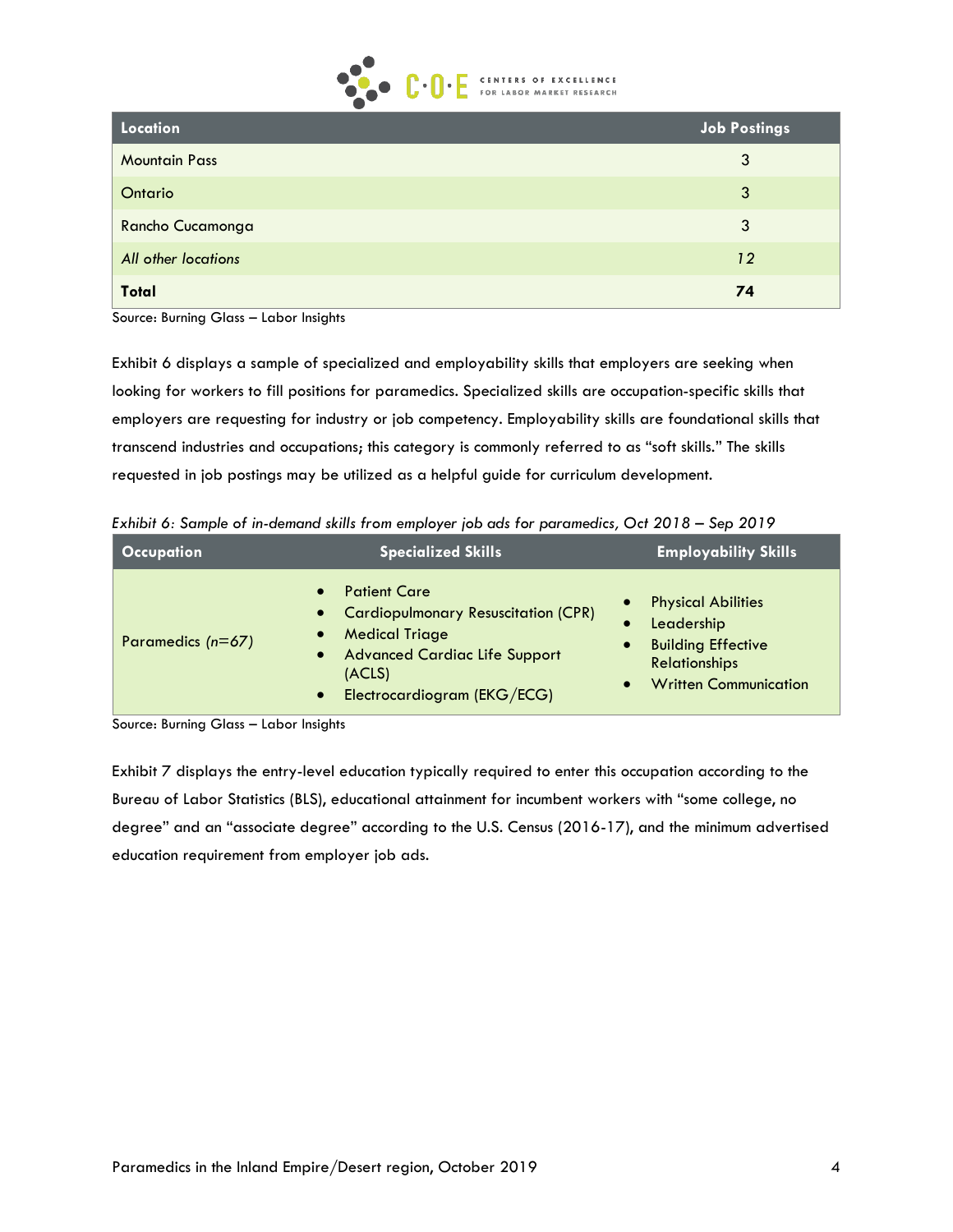| Location | Job Postings |
|---|---|
| Mountain Pass | 3 |
| Ontario | 3 |
| Rancho Cucamonga | 3 |
| *All other locations* | *12* |
| **Total** | **74** |

Source: Burning Glass – Labor Insights

Exhibit 6 displays a sample of specialized and employability skills that employers are seeking when looking for workers to fill positions for paramedics. Specialized skills are occupation-specific skills that employers are requesting for industry or job competency. Employability skills are foundational skills that transcend industries and occupations; this category is commonly referred to as "soft skills." The skills requested in job postings may be utilized as a helpful guide for curriculum development.

*Exhibit 6: Sample of in-demand skills from employer job ads for paramedics, Oct 2018 – Sep 2019*

| Occupation | Specialized Skills | Employability Skills |
|---|---|---|
| Paramedics *(n=67)* | • Patient Care<br>• Cardiopulmonary Resuscitation (CPR)<br>• Medical Triage<br>• Advanced Cardiac Life Support (ACLS)<br>• Electrocardiogram (EKG/ECG) | • Physical Abilities<br>• Leadership<br>• Building Effective Relationships<br>• Written Communication |

Source: Burning Glass – Labor Insights

Exhibit 7 displays the entry-level education typically required to enter this occupation according to the Bureau of Labor Statistics (BLS), educational attainment for incumbent workers with "some college, no degree" and an "associate degree" according to the U.S. Census (2016-17), and the minimum advertised education requirement from employer job ads.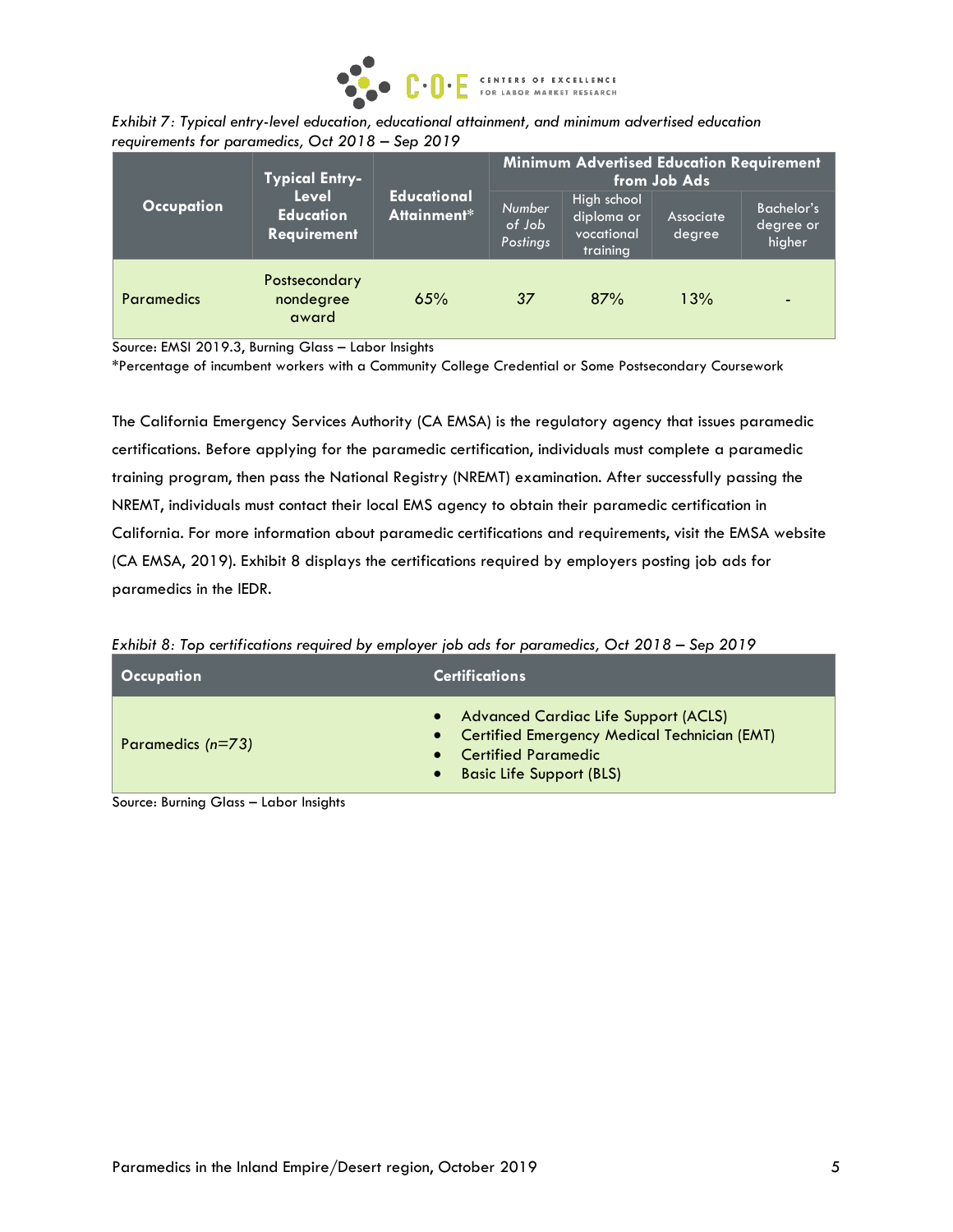*Exhibit 7: Typical entry-level education, educational attainment, and minimum advertised education requirements for paramedics, Oct 2018 – Sep 2019*

| Occupation | Typical Entry-Level Education Requirement | Educational Attainment* | Minimum Advertised Education Requirement from Job Ads | | | |
|---|---|---|---|---|---|---|
| | | | *Number of Job Postings* | High school diploma or vocational training | Associate degree | Bachelor's degree or higher |
| Paramedics | Postsecondary nondegree award | 65% | *37* | 87% | 13% | - |

Source: EMSI 2019.3, Burning Glass – Labor Insights
*Percentage of incumbent workers with a Community College Credential or Some Postsecondary Coursework

The California Emergency Services Authority (CA EMSA) is the regulatory agency that issues paramedic certifications. Before applying for the paramedic certification, individuals must complete a paramedic training program, then pass the National Registry (NREMT) examination. After successfully passing the NREMT, individuals must contact their local EMS agency to obtain their paramedic certification in California. For more information about paramedic certifications and requirements, visit the EMSA website (CA EMSA, 2019). Exhibit 8 displays the certifications required by employers posting job ads for paramedics in the IEDR.

*Exhibit 8: Top certifications required by employer job ads for paramedics, Oct 2018 – Sep 2019*

| Occupation | Certifications |
|---|---|
| Paramedics *(n=73)* | • Advanced Cardiac Life Support (ACLS)<br>• Certified Emergency Medical Technician (EMT)<br>• Certified Paramedic<br>• Basic Life Support (BLS) |

Source: Burning Glass – Labor Insights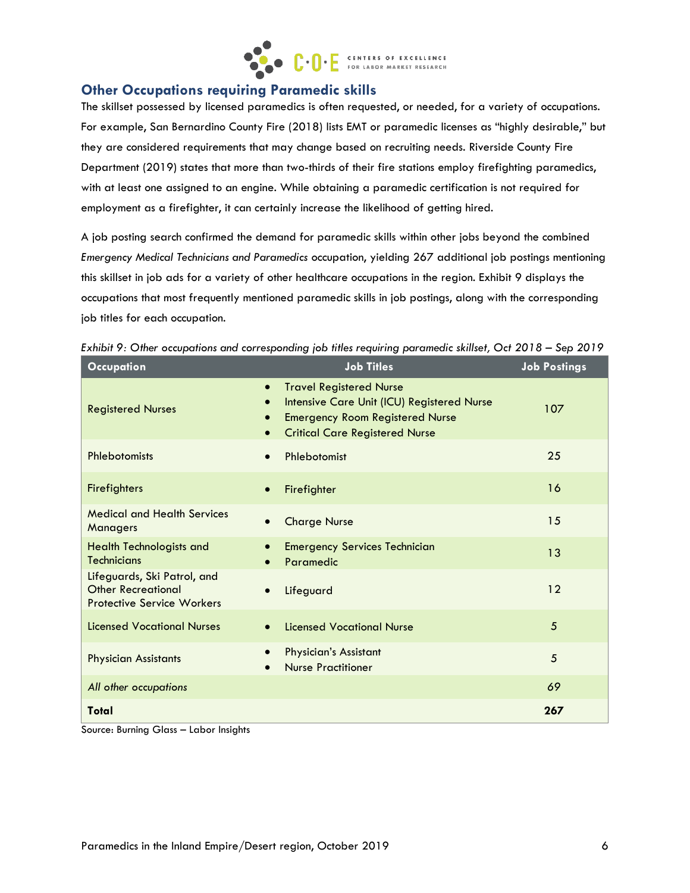## Other Occupations requiring Paramedic skills

The skillset possessed by licensed paramedics is often requested, or needed, for a variety of occupations. For example, San Bernardino County Fire (2018) lists EMT or paramedic licenses as "highly desirable," but they are considered requirements that may change based on recruiting needs. Riverside County Fire Department (2019) states that more than two-thirds of their fire stations employ firefighting paramedics, with at least one assigned to an engine. While obtaining a paramedic certification is not required for employment as a firefighter, it can certainly increase the likelihood of getting hired.

A job posting search confirmed the demand for paramedic skills within other jobs beyond the combined *Emergency Medical Technicians and Paramedics* occupation, yielding 267 additional job postings mentioning this skillset in job ads for a variety of other healthcare occupations in the region. Exhibit 9 displays the occupations that most frequently mentioned paramedic skills in job postings, along with the corresponding job titles for each occupation.

*Exhibit 9: Other occupations and corresponding job titles requiring paramedic skillset, Oct 2018 – Sep 2019*

| Occupation | Job Titles | Job Postings |
|---|---|---|
| Registered Nurses | • Travel Registered Nurse<br>• Intensive Care Unit (ICU) Registered Nurse<br>• Emergency Room Registered Nurse<br>• Critical Care Registered Nurse | 107 |
| Phlebotomists | • Phlebotomist | 25 |
| Firefighters | • Firefighter | 16 |
| Medical and Health Services Managers | • Charge Nurse | 15 |
| Health Technologists and Technicians | • Emergency Services Technician<br>• Paramedic | 13 |
| Lifeguards, Ski Patrol, and Other Recreational Protective Service Workers | • Lifeguard | 12 |
| Licensed Vocational Nurses | • Licensed Vocational Nurse | 5 |
| Physician Assistants | • Physician's Assistant<br>• Nurse Practitioner | 5 |
| *All other occupations* | | *69* |
| **Total** | | **267** |

Source: Burning Glass – Labor Insights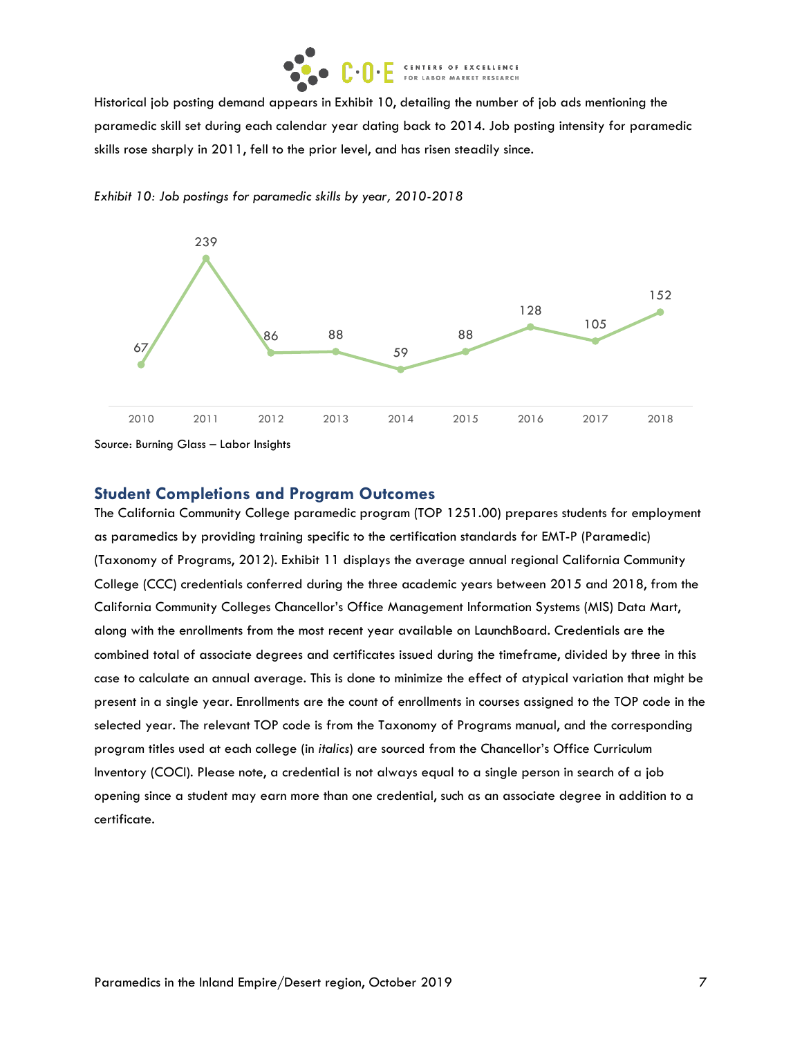Historical job posting demand appears in Exhibit 10, detailing the number of job ads mentioning the paramedic skill set during each calendar year dating back to 2014. Job posting intensity for paramedic skills rose sharply in 2011, fell to the prior level, and has risen steadily since.

*Exhibit 10: Job postings for paramedic skills by year, 2010-2018*

| Year | Job postings |
|---|---|
| 2010 | 67 |
| 2011 | 239 |
| 2012 | 86 |
| 2013 | 88 |
| 2014 | 59 |
| 2015 | 88 |
| 2016 | 128 |
| 2017 | 105 |
| 2018 | 152 |

Source: Burning Glass – Labor Insights

## Student Completions and Program Outcomes

The California Community College paramedic program (TOP 1251.00) prepares students for employment as paramedics by providing training specific to the certification standards for EMT-P (Paramedic) (Taxonomy of Programs, 2012). Exhibit 11 displays the average annual regional California Community College (CCC) credentials conferred during the three academic years between 2015 and 2018, from the California Community Colleges Chancellor's Office Management Information Systems (MIS) Data Mart, along with the enrollments from the most recent year available on LaunchBoard. Credentials are the combined total of associate degrees and certificates issued during the timeframe, divided by three in this case to calculate an annual average. This is done to minimize the effect of atypical variation that might be present in a single year. Enrollments are the count of enrollments in courses assigned to the TOP code in the selected year. The relevant TOP code is from the Taxonomy of Programs manual, and the corresponding program titles used at each college (in *italics*) are sourced from the Chancellor's Office Curriculum Inventory (COCI). Please note, a credential is not always equal to a single person in search of a job opening since a student may earn more than one credential, such as an associate degree in addition to a certificate.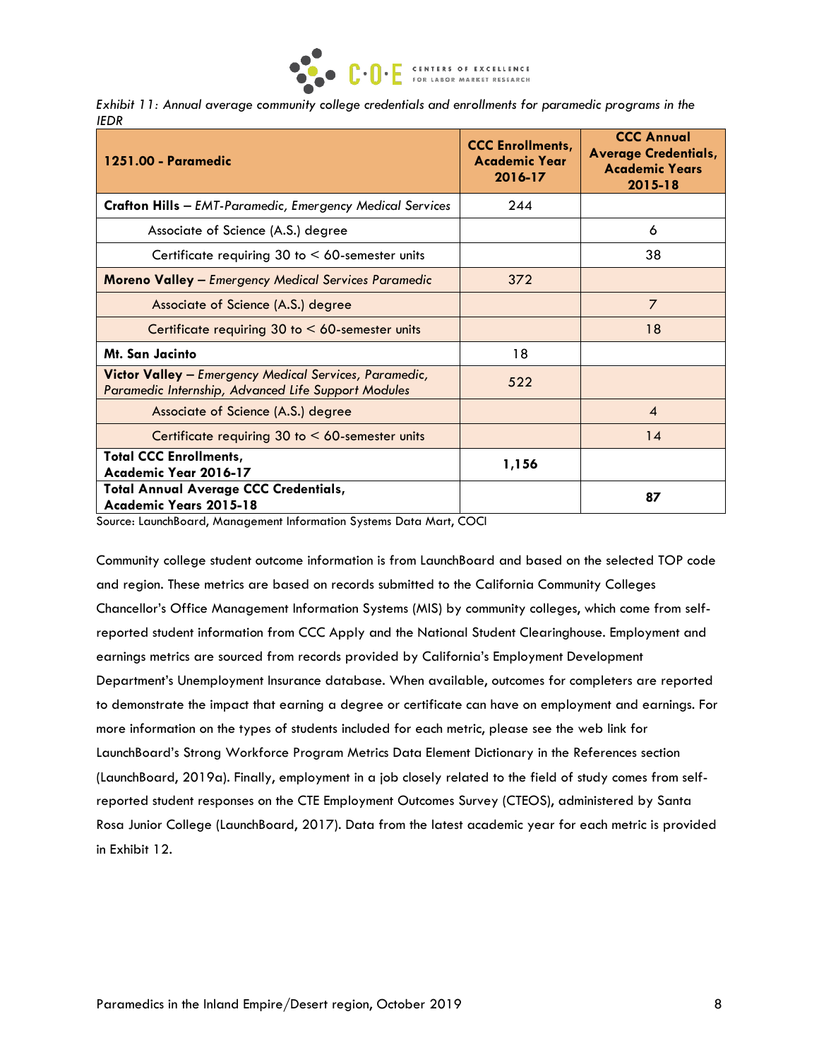*Exhibit 11: Annual average community college credentials and enrollments for paramedic programs in the IEDR*

| 1251.00 - Paramedic | CCC Enrollments, Academic Year 2016-17 | CCC Annual Average Credentials, Academic Years 2015-18 |
|---|---|---|
| **Crafton Hills** – *EMT-Paramedic, Emergency Medical Services* | 244 | |
| Associate of Science (A.S.) degree | | 6 |
| Certificate requiring 30 to < 60-semester units | | 38 |
| **Moreno Valley** – *Emergency Medical Services Paramedic* | 372 | |
| Associate of Science (A.S.) degree | | 7 |
| Certificate requiring 30 to < 60-semester units | | 18 |
| **Mt. San Jacinto** | 18 | |
| **Victor Valley** – *Emergency Medical Services, Paramedic, Paramedic Internship, Advanced Life Support Modules* | 522 | |
| Associate of Science (A.S.) degree | | 4 |
| Certificate requiring 30 to < 60-semester units | | 14 |
| **Total CCC Enrollments, Academic Year 2016-17** | **1,156** | |
| **Total Annual Average CCC Credentials, Academic Years 2015-18** | | **87** |

Source: LaunchBoard, Management Information Systems Data Mart, COCI

Community college student outcome information is from LaunchBoard and based on the selected TOP code and region. These metrics are based on records submitted to the California Community Colleges Chancellor's Office Management Information Systems (MIS) by community colleges, which come from self-reported student information from CCC Apply and the National Student Clearinghouse. Employment and earnings metrics are sourced from records provided by California's Employment Development Department's Unemployment Insurance database. When available, outcomes for completers are reported to demonstrate the impact that earning a degree or certificate can have on employment and earnings. For more information on the types of students included for each metric, please see the web link for LaunchBoard's Strong Workforce Program Metrics Data Element Dictionary in the References section (LaunchBoard, 2019a). Finally, employment in a job closely related to the field of study comes from self-reported student responses on the CTE Employment Outcomes Survey (CTEOS), administered by Santa Rosa Junior College (LaunchBoard, 2017). Data from the latest academic year for each metric is provided in Exhibit 12.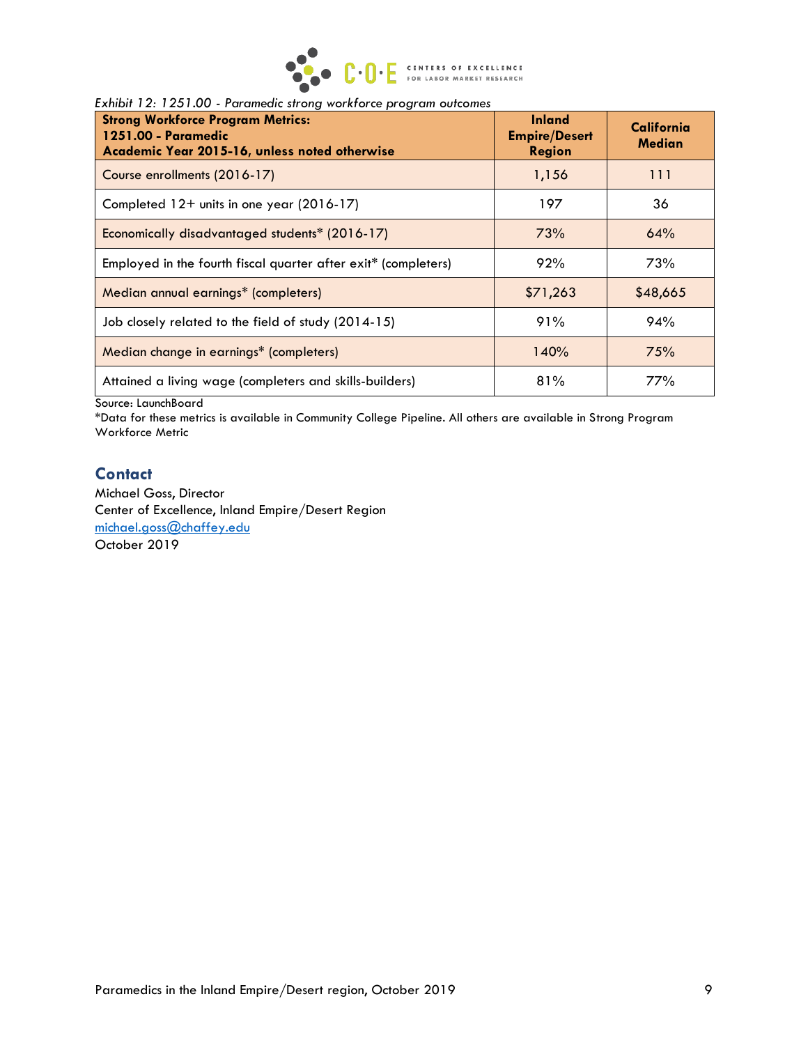*Exhibit 12: 1251.00 - Paramedic strong workforce program outcomes*

| **Strong Workforce Program Metrics:<br>1251.00 - Paramedic<br>Academic Year 2015-16, unless noted otherwise** | **Inland Empire/Desert Region** | **California Median** |
|---|---|---|
| Course enrollments (2016-17) | 1,156 | 111 |
| Completed 12+ units in one year (2016-17) | 197 | 36 |
| Economically disadvantaged students* (2016-17) | 73% | 64% |
| Employed in the fourth fiscal quarter after exit* (completers) | 92% | 73% |
| Median annual earnings* (completers) | $71,263 | $48,665 |
| Job closely related to the field of study (2014-15) | 91% | 94% |
| Median change in earnings* (completers) | 140% | 75% |
| Attained a living wage (completers and skills-builders) | 81% | 77% |

Source: LaunchBoard
*Data for these metrics is available in Community College Pipeline. All others are available in Strong Program Workforce Metric

## Contact

Michael Goss, Director
Center of Excellence, Inland Empire/Desert Region
[michael.goss@chaffey.edu](mailto:michael.goss@chaffey.edu)
October 2019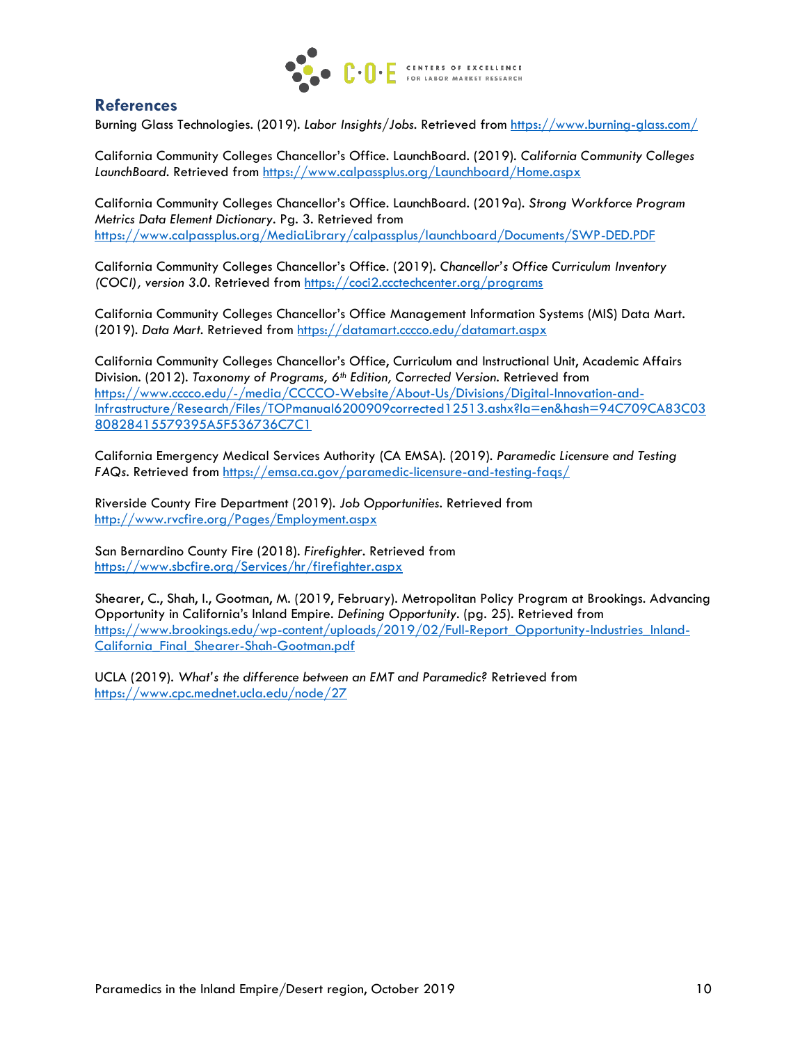## References

Burning Glass Technologies. (2019). *Labor Insights/Jobs*. Retrieved from https://www.burning-glass.com/

California Community Colleges Chancellor's Office. LaunchBoard. (2019). *California Community Colleges LaunchBoard*. Retrieved from https://www.calpassplus.org/Launchboard/Home.aspx

California Community Colleges Chancellor's Office. LaunchBoard. (2019a). *Strong Workforce Program Metrics Data Element Dictionary*. Pg. 3. Retrieved from https://www.calpassplus.org/MediaLibrary/calpassplus/launchboard/Documents/SWP-DED.PDF

California Community Colleges Chancellor's Office. (2019). *Chancellor's Office Curriculum Inventory (COCI), version 3.0*. Retrieved from https://coci2.ccctechcenter.org/programs

California Community Colleges Chancellor's Office Management Information Systems (MIS) Data Mart. (2019). *Data Mart*. Retrieved from https://datamart.cccco.edu/datamart.aspx

California Community Colleges Chancellor's Office, Curriculum and Instructional Unit, Academic Affairs Division. (2012). *Taxonomy of Programs, 6th Edition, Corrected Version*. Retrieved from https://www.cccco.edu/-/media/CCCCO-Website/About-Us/Divisions/Digital-Innovation-and-Infrastructure/Research/Files/TOPmanual6200909corrected12513.ashx?la=en&hash=94C709CA83C0380828415579395A5F536736C7C1

California Emergency Medical Services Authority (CA EMSA). (2019). *Paramedic Licensure and Testing FAQs*. Retrieved from https://emsa.ca.gov/paramedic-licensure-and-testing-faqs/

Riverside County Fire Department (2019). *Job Opportunities*. Retrieved from http://www.rvcfire.org/Pages/Employment.aspx

San Bernardino County Fire (2018). *Firefighter*. Retrieved from https://www.sbcfire.org/Services/hr/firefighter.aspx

Shearer, C., Shah, I., Gootman, M. (2019, February). Metropolitan Policy Program at Brookings. Advancing Opportunity in California's Inland Empire. *Defining Opportunity*. (pg. 25). Retrieved from https://www.brookings.edu/wp-content/uploads/2019/02/Full-Report_Opportunity-Industries_Inland-California_Final_Shearer-Shah-Gootman.pdf

UCLA (2019). *What's the difference between an EMT and Paramedic?* Retrieved from https://www.cpc.mednet.ucla.edu/node/27